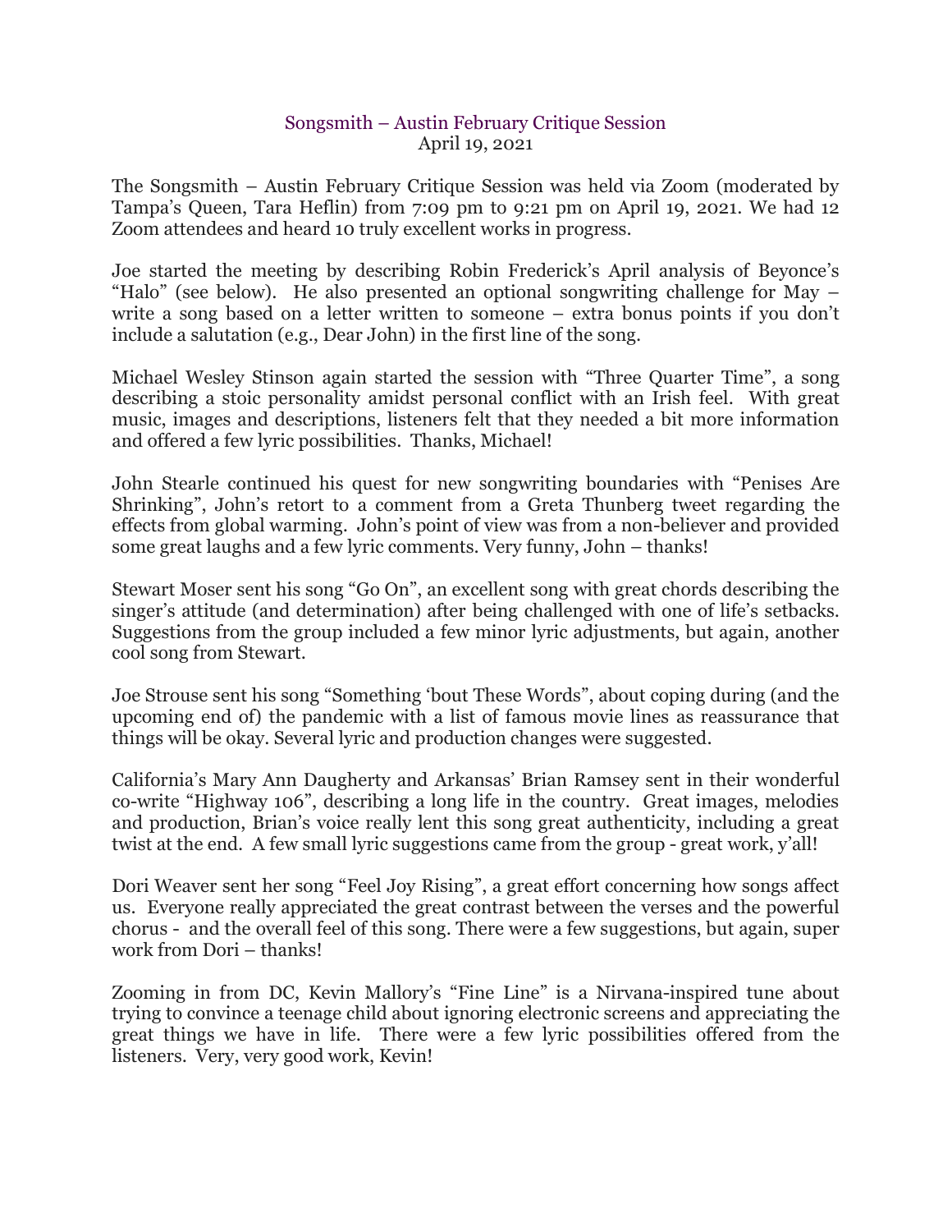# Songsmith – Austin February Critique Session

April 19, 2021

The Songsmith – Austin February Critique Session was held via Zoom (moderated by Tampa's Queen, Tara Heflin) from 7:09 pm to 9:21 pm on April 19, 2021. We had 12 Zoom attendees and heard 10 truly excellent works in progress.

Joe started the meeting by describing Robin Frederick's April analysis of Beyonce's "Halo" (see below). He also presented an optional songwriting challenge for May – write a song based on a letter written to someone – extra bonus points if you don't include a salutation (e.g., Dear John) in the first line of the song.

Michael Wesley Stinson again started the session with "Three Quarter Time", a song describing a stoic personality amidst personal conflict with an Irish feel. With great music, images and descriptions, listeners felt that they needed a bit more information and offered a few lyric possibilities. Thanks, Michael!

John Stearle continued his quest for new songwriting boundaries with "Penises Are Shrinking", John's retort to a comment from a Greta Thunberg tweet regarding the effects from global warming. John's point of view was from a non-believer and provided some great laughs and a few lyric comments. Very funny, John – thanks!

Stewart Moser sent his song "Go On", an excellent song with great chords describing the singer's attitude (and determination) after being challenged with one of life's setbacks. Suggestions from the group included a few minor lyric adjustments, but again, another cool song from Stewart.

Joe Strouse sent his song "Something 'bout These Words", about coping during (and the upcoming end of) the pandemic with a list of famous movie lines as reassurance that things will be okay. Several lyric and production changes were suggested.

California's Mary Ann Daugherty and Arkansas' Brian Ramsey sent in their wonderful co-write "Highway 106", describing a long life in the country. Great images, melodies and production, Brian's voice really lent this song great authenticity, including a great twist at the end. A few small lyric suggestions came from the group - great work, y'all!

Dori Weaver sent her song "Feel Joy Rising", a great effort concerning how songs affect us. Everyone really appreciated the great contrast between the verses and the powerful chorus - and the overall feel of this song. There were a few suggestions, but again, super work from Dori – thanks!

Zooming in from DC, Kevin Mallory's "Fine Line" is a Nirvana-inspired tune about trying to convince a teenage child about ignoring electronic screens and appreciating the great things we have in life. There were a few lyric possibilities offered from the listeners. Very, very good work, Kevin!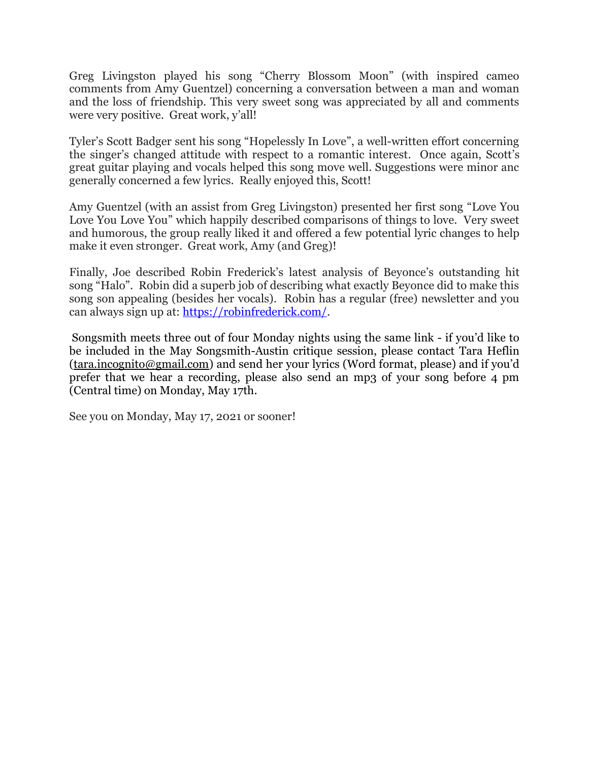Greg Livingston played his song “Cherry Blossom Moon” (with inspired cameo comments from Amy Guentzel) concerning a conversation between a man and woman and the loss of friendship. This very sweet song was appreciated by all and comments were very positive. Great work, y’all!

Tyler’s Scott Badger sent his song “Hopelessly In Love”, a well-written effort concerning the singer’s changed attitude with respect to a romantic interest. Once again, Scott’s great guitar playing and vocals helped this song move well. Suggestions were minor anc generally concerned a few lyrics. Really enjoyed this, Scott!

Amy Guentzel (with an assist from Greg Livingston) presented her first song “Love You Love You Love You” which happily described comparisons of things to love. Very sweet and humorous, the group really liked it and offered a few potential lyric changes to help make it even stronger. Great work, Amy (and Greg)!

Finally, Joe described Robin Frederick’s latest analysis of Beyonce’s outstanding hit song “Halo”. Robin did a superb job of describing what exactly Beyonce did to make this song son appealing (besides her vocals). Robin has a regular (free) newsletter and you can always sign up at: https://robinfrederick.com/.

Songsmith meets three out of four Monday nights using the same link - if you’d like to be included in the May Songsmith-Austin critique session, please contact Tara Heflin (tara.incognito@gmail.com) and send her your lyrics (Word format, please) and if you’d prefer that we hear a recording, please also send an mp3 of your song before 4 pm (Central time) on Monday, May 17th.

See you on Monday, May 17, 2021 or sooner!